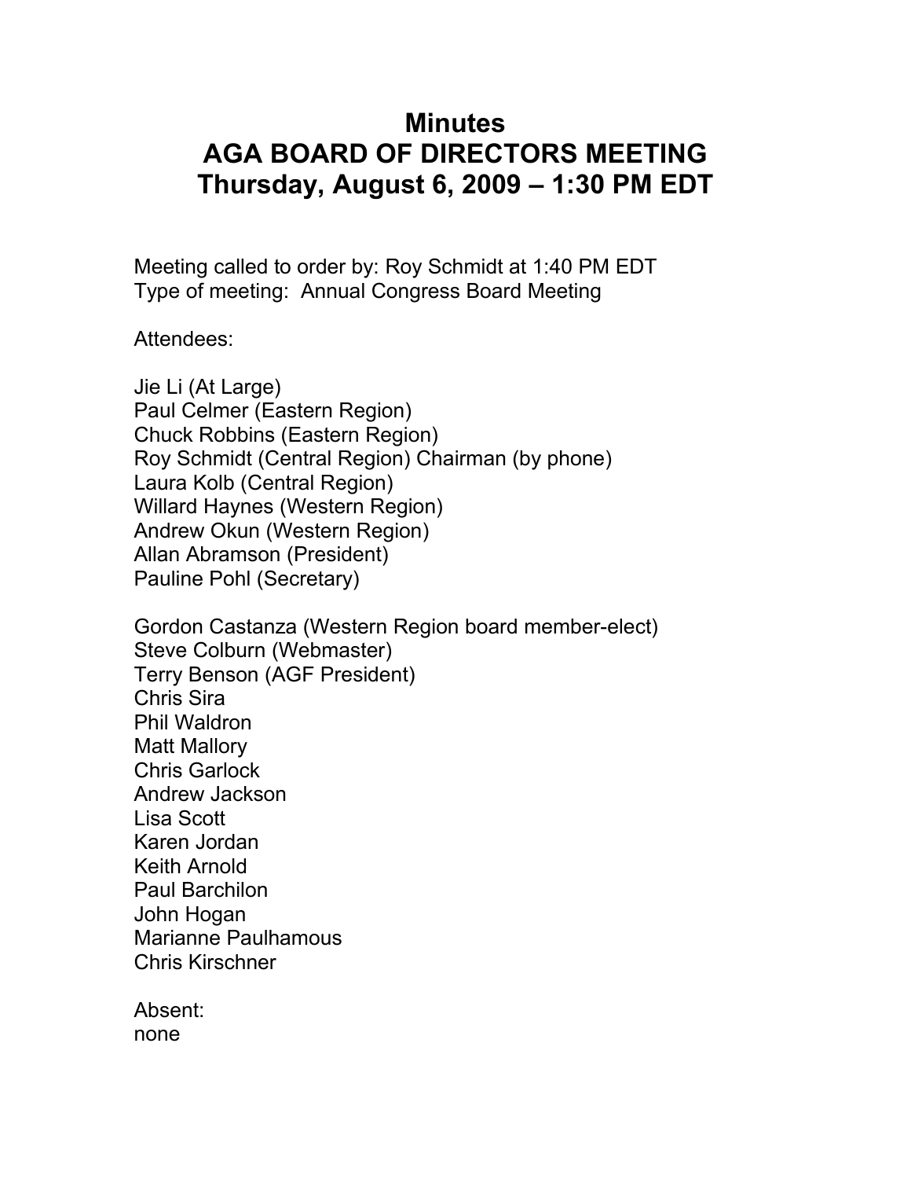# Minutes
# AGA BOARD OF DIRECTORS MEETING
# Thursday, August 6, 2009 – 1:30 PM EDT

Meeting called to order by: Roy Schmidt at 1:40 PM EDT
Type of meeting: Annual Congress Board Meeting

Attendees:

Jie Li (At Large)
Paul Celmer (Eastern Region)
Chuck Robbins (Eastern Region)
Roy Schmidt (Central Region) Chairman (by phone)
Laura Kolb (Central Region)
Willard Haynes (Western Region)
Andrew Okun (Western Region)
Allan Abramson (President)
Pauline Pohl (Secretary)

Gordon Castanza (Western Region board member-elect)
Steve Colburn (Webmaster)
Terry Benson (AGF President)
Chris Sira
Phil Waldron
Matt Mallory
Chris Garlock
Andrew Jackson
Lisa Scott
Karen Jordan
Keith Arnold
Paul Barchilon
John Hogan
Marianne Paulhamous
Chris Kirschner

Absent:
none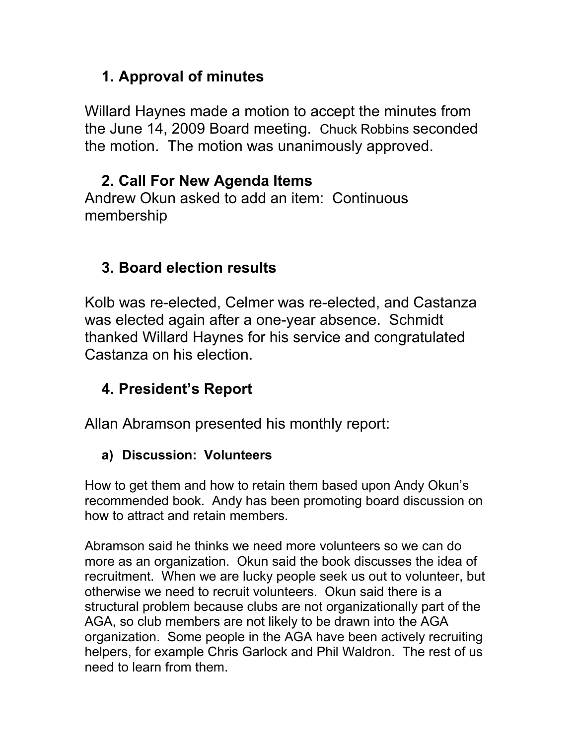## 1. Approval of minutes

Willard Haynes made a motion to accept the minutes from the June 14, 2009 Board meeting. Chuck Robbins seconded the motion. The motion was unanimously approved.

## 2. Call For New Agenda Items

Andrew Okun asked to add an item: Continuous membership

## 3. Board election results

Kolb was re-elected, Celmer was re-elected, and Castanza was elected again after a one-year absence. Schmidt thanked Willard Haynes for his service and congratulated Castanza on his election.

## 4. President's Report

Allan Abramson presented his monthly report:

### a) Discussion: Volunteers

How to get them and how to retain them based upon Andy Okun's recommended book. Andy has been promoting board discussion on how to attract and retain members.

Abramson said he thinks we need more volunteers so we can do more as an organization. Okun said the book discusses the idea of recruitment. When we are lucky people seek us out to volunteer, but otherwise we need to recruit volunteers. Okun said there is a structural problem because clubs are not organizationally part of the AGA, so club members are not likely to be drawn into the AGA organization. Some people in the AGA have been actively recruiting helpers, for example Chris Garlock and Phil Waldron. The rest of us need to learn from them.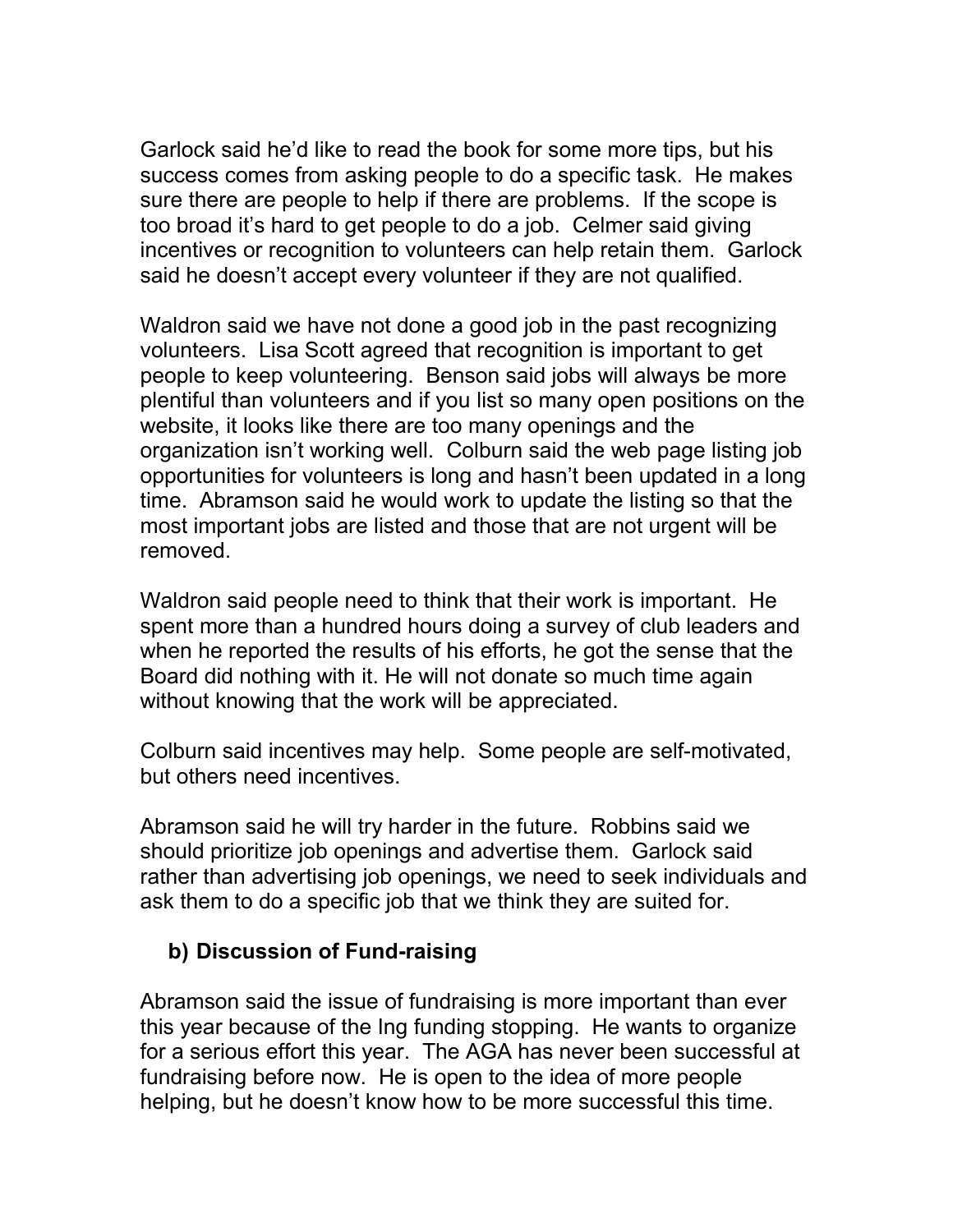Garlock said he'd like to read the book for some more tips, but his success comes from asking people to do a specific task. He makes sure there are people to help if there are problems. If the scope is too broad it's hard to get people to do a job. Celmer said giving incentives or recognition to volunteers can help retain them. Garlock said he doesn't accept every volunteer if they are not qualified.

Waldron said we have not done a good job in the past recognizing volunteers. Lisa Scott agreed that recognition is important to get people to keep volunteering. Benson said jobs will always be more plentiful than volunteers and if you list so many open positions on the website, it looks like there are too many openings and the organization isn't working well. Colburn said the web page listing job opportunities for volunteers is long and hasn't been updated in a long time. Abramson said he would work to update the listing so that the most important jobs are listed and those that are not urgent will be removed.

Waldron said people need to think that their work is important. He spent more than a hundred hours doing a survey of club leaders and when he reported the results of his efforts, he got the sense that the Board did nothing with it. He will not donate so much time again without knowing that the work will be appreciated.

Colburn said incentives may help. Some people are self-motivated, but others need incentives.

Abramson said he will try harder in the future. Robbins said we should prioritize job openings and advertise them. Garlock said rather than advertising job openings, we need to seek individuals and ask them to do a specific job that we think they are suited for.

**b) Discussion of Fund-raising**

Abramson said the issue of fundraising is more important than ever this year because of the Ing funding stopping. He wants to organize for a serious effort this year. The AGA has never been successful at fundraising before now. He is open to the idea of more people helping, but he doesn't know how to be more successful this time.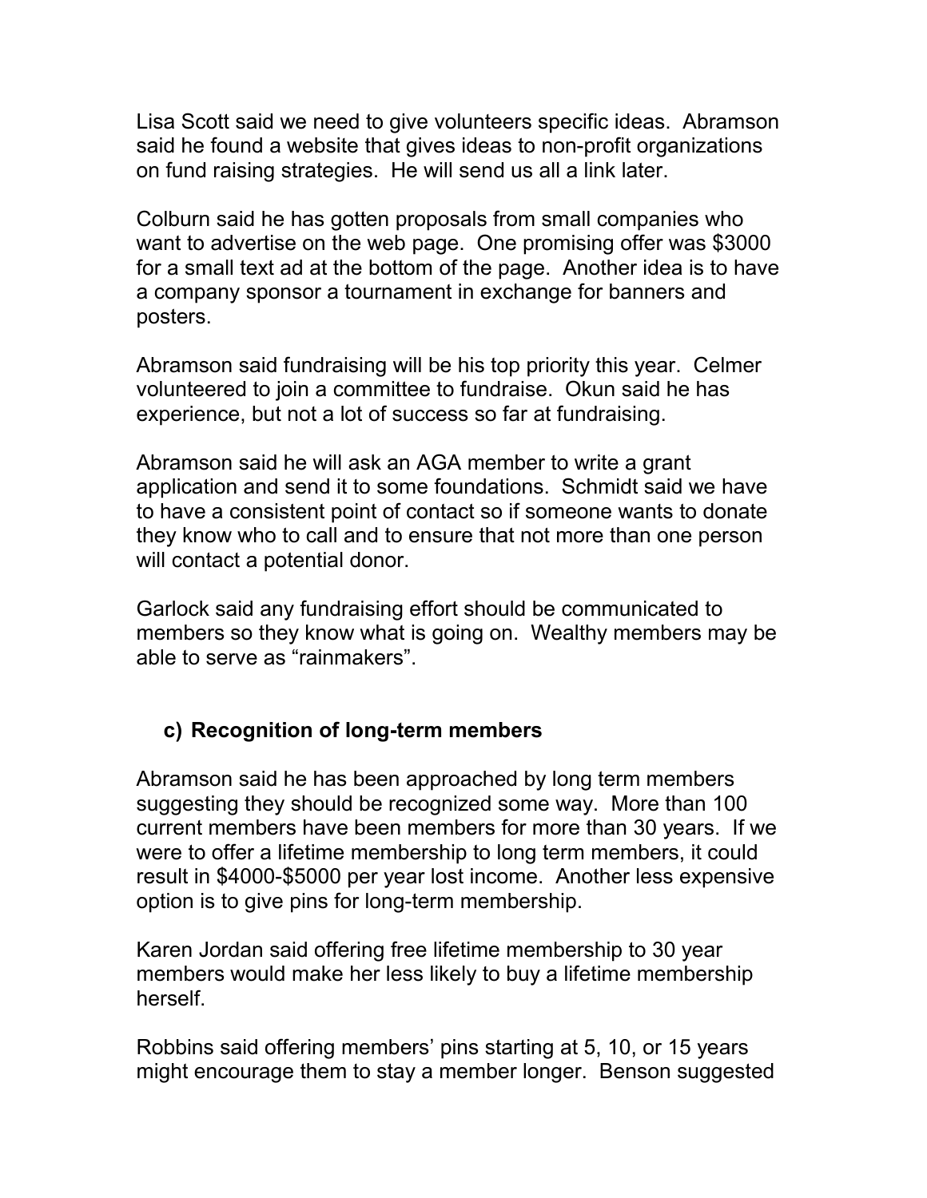Lisa Scott said we need to give volunteers specific ideas. Abramson said he found a website that gives ideas to non-profit organizations on fund raising strategies. He will send us all a link later.

Colburn said he has gotten proposals from small companies who want to advertise on the web page. One promising offer was $3000 for a small text ad at the bottom of the page. Another idea is to have a company sponsor a tournament in exchange for banners and posters.

Abramson said fundraising will be his top priority this year. Celmer volunteered to join a committee to fundraise. Okun said he has experience, but not a lot of success so far at fundraising.

Abramson said he will ask an AGA member to write a grant application and send it to some foundations. Schmidt said we have to have a consistent point of contact so if someone wants to donate they know who to call and to ensure that not more than one person will contact a potential donor.

Garlock said any fundraising effort should be communicated to members so they know what is going on. Wealthy members may be able to serve as "rainmakers".

### c) Recognition of long-term members

Abramson said he has been approached by long term members suggesting they should be recognized some way. More than 100 current members have been members for more than 30 years. If we were to offer a lifetime membership to long term members, it could result in $4000-$5000 per year lost income. Another less expensive option is to give pins for long-term membership.

Karen Jordan said offering free lifetime membership to 30 year members would make her less likely to buy a lifetime membership herself.

Robbins said offering members' pins starting at 5, 10, or 15 years might encourage them to stay a member longer. Benson suggested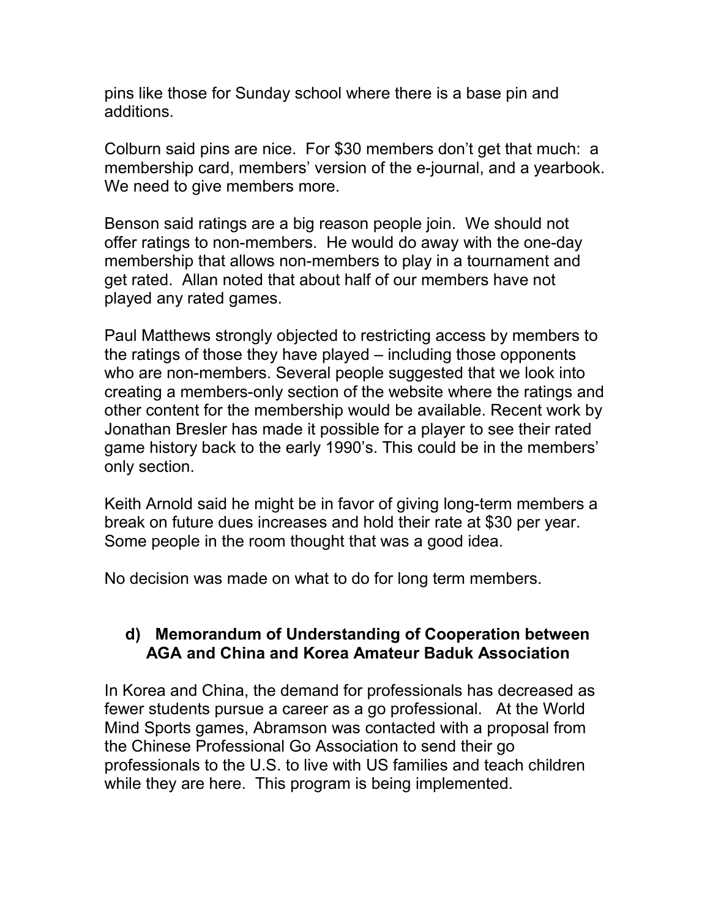pins like those for Sunday school where there is a base pin and additions.

Colburn said pins are nice. For $30 members don't get that much: a membership card, members' version of the e-journal, and a yearbook. We need to give members more.

Benson said ratings are a big reason people join. We should not offer ratings to non-members. He would do away with the one-day membership that allows non-members to play in a tournament and get rated. Allan noted that about half of our members have not played any rated games.

Paul Matthews strongly objected to restricting access by members to the ratings of those they have played – including those opponents who are non-members. Several people suggested that we look into creating a members-only section of the website where the ratings and other content for the membership would be available. Recent work by Jonathan Bresler has made it possible for a player to see their rated game history back to the early 1990's. This could be in the members' only section.

Keith Arnold said he might be in favor of giving long-term members a break on future dues increases and hold their rate at $30 per year. Some people in the room thought that was a good idea.

No decision was made on what to do for long term members.

### d) Memorandum of Understanding of Cooperation between AGA and China and Korea Amateur Baduk Association

In Korea and China, the demand for professionals has decreased as fewer students pursue a career as a go professional. At the World Mind Sports games, Abramson was contacted with a proposal from the Chinese Professional Go Association to send their go professionals to the U.S. to live with US families and teach children while they are here. This program is being implemented.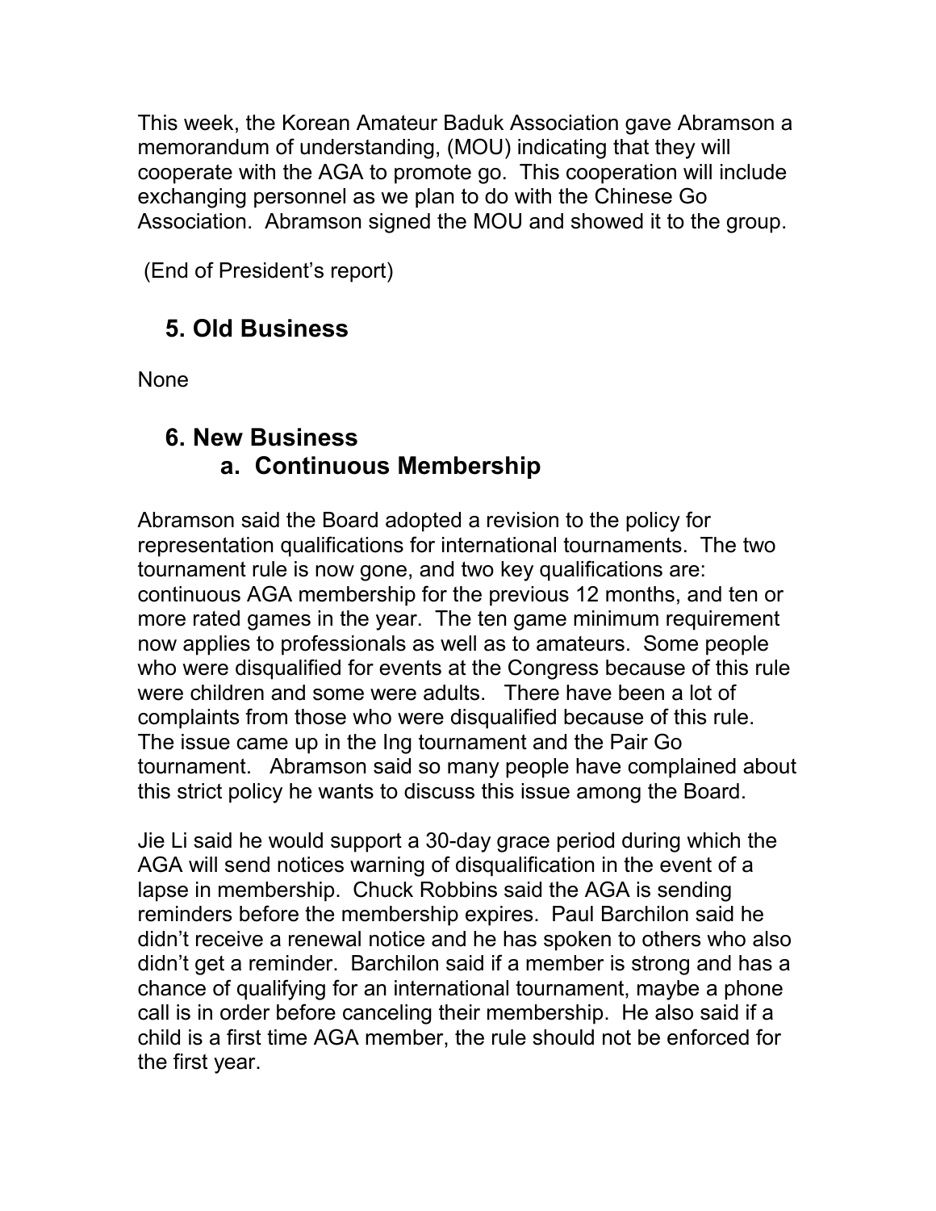This week, the Korean Amateur Baduk Association gave Abramson a memorandum of understanding, (MOU) indicating that they will cooperate with the AGA to promote go. This cooperation will include exchanging personnel as we plan to do with the Chinese Go Association. Abramson signed the MOU and showed it to the group.

(End of President's report)

## 5. Old Business

None

## 6. New Business

### a. Continuous Membership

Abramson said the Board adopted a revision to the policy for representation qualifications for international tournaments. The two tournament rule is now gone, and two key qualifications are: continuous AGA membership for the previous 12 months, and ten or more rated games in the year. The ten game minimum requirement now applies to professionals as well as to amateurs. Some people who were disqualified for events at the Congress because of this rule were children and some were adults. There have been a lot of complaints from those who were disqualified because of this rule. The issue came up in the Ing tournament and the Pair Go tournament. Abramson said so many people have complained about this strict policy he wants to discuss this issue among the Board.

Jie Li said he would support a 30-day grace period during which the AGA will send notices warning of disqualification in the event of a lapse in membership. Chuck Robbins said the AGA is sending reminders before the membership expires. Paul Barchilon said he didn't receive a renewal notice and he has spoken to others who also didn't get a reminder. Barchilon said if a member is strong and has a chance of qualifying for an international tournament, maybe a phone call is in order before canceling their membership. He also said if a child is a first time AGA member, the rule should not be enforced for the first year.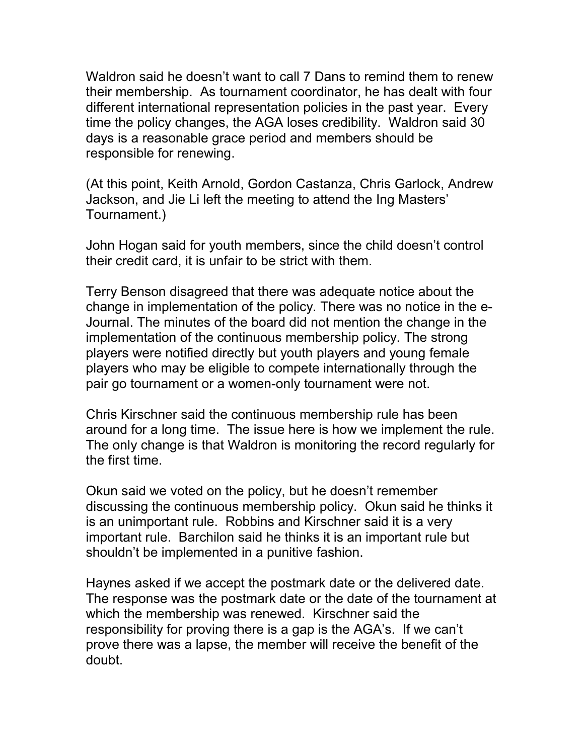Waldron said he doesn't want to call 7 Dans to remind them to renew their membership. As tournament coordinator, he has dealt with four different international representation policies in the past year. Every time the policy changes, the AGA loses credibility. Waldron said 30 days is a reasonable grace period and members should be responsible for renewing.

(At this point, Keith Arnold, Gordon Castanza, Chris Garlock, Andrew Jackson, and Jie Li left the meeting to attend the Ing Masters' Tournament.)

John Hogan said for youth members, since the child doesn't control their credit card, it is unfair to be strict with them.

Terry Benson disagreed that there was adequate notice about the change in implementation of the policy. There was no notice in the e-Journal. The minutes of the board did not mention the change in the implementation of the continuous membership policy. The strong players were notified directly but youth players and young female players who may be eligible to compete internationally through the pair go tournament or a women-only tournament were not.

Chris Kirschner said the continuous membership rule has been around for a long time. The issue here is how we implement the rule. The only change is that Waldron is monitoring the record regularly for the first time.

Okun said we voted on the policy, but he doesn't remember discussing the continuous membership policy. Okun said he thinks it is an unimportant rule. Robbins and Kirschner said it is a very important rule. Barchilon said he thinks it is an important rule but shouldn't be implemented in a punitive fashion.

Haynes asked if we accept the postmark date or the delivered date. The response was the postmark date or the date of the tournament at which the membership was renewed. Kirschner said the responsibility for proving there is a gap is the AGA's. If we can't prove there was a lapse, the member will receive the benefit of the doubt.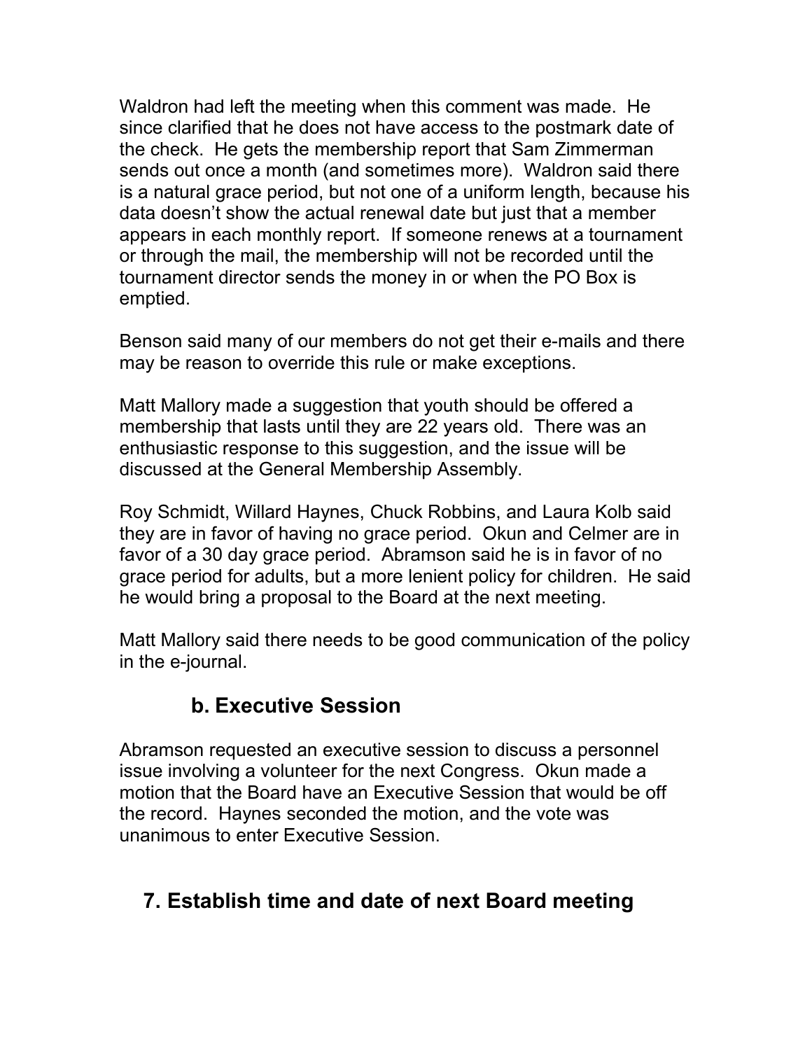Waldron had left the meeting when this comment was made. He since clarified that he does not have access to the postmark date of the check. He gets the membership report that Sam Zimmerman sends out once a month (and sometimes more). Waldron said there is a natural grace period, but not one of a uniform length, because his data doesn't show the actual renewal date but just that a member appears in each monthly report. If someone renews at a tournament or through the mail, the membership will not be recorded until the tournament director sends the money in or when the PO Box is emptied.

Benson said many of our members do not get their e-mails and there may be reason to override this rule or make exceptions.

Matt Mallory made a suggestion that youth should be offered a membership that lasts until they are 22 years old. There was an enthusiastic response to this suggestion, and the issue will be discussed at the General Membership Assembly.

Roy Schmidt, Willard Haynes, Chuck Robbins, and Laura Kolb said they are in favor of having no grace period. Okun and Celmer are in favor of a 30 day grace period. Abramson said he is in favor of no grace period for adults, but a more lenient policy for children. He said he would bring a proposal to the Board at the next meeting.

Matt Mallory said there needs to be good communication of the policy in the e-journal.

### b. Executive Session

Abramson requested an executive session to discuss a personnel issue involving a volunteer for the next Congress. Okun made a motion that the Board have an Executive Session that would be off the record. Haynes seconded the motion, and the vote was unanimous to enter Executive Session.

## 7. Establish time and date of next Board meeting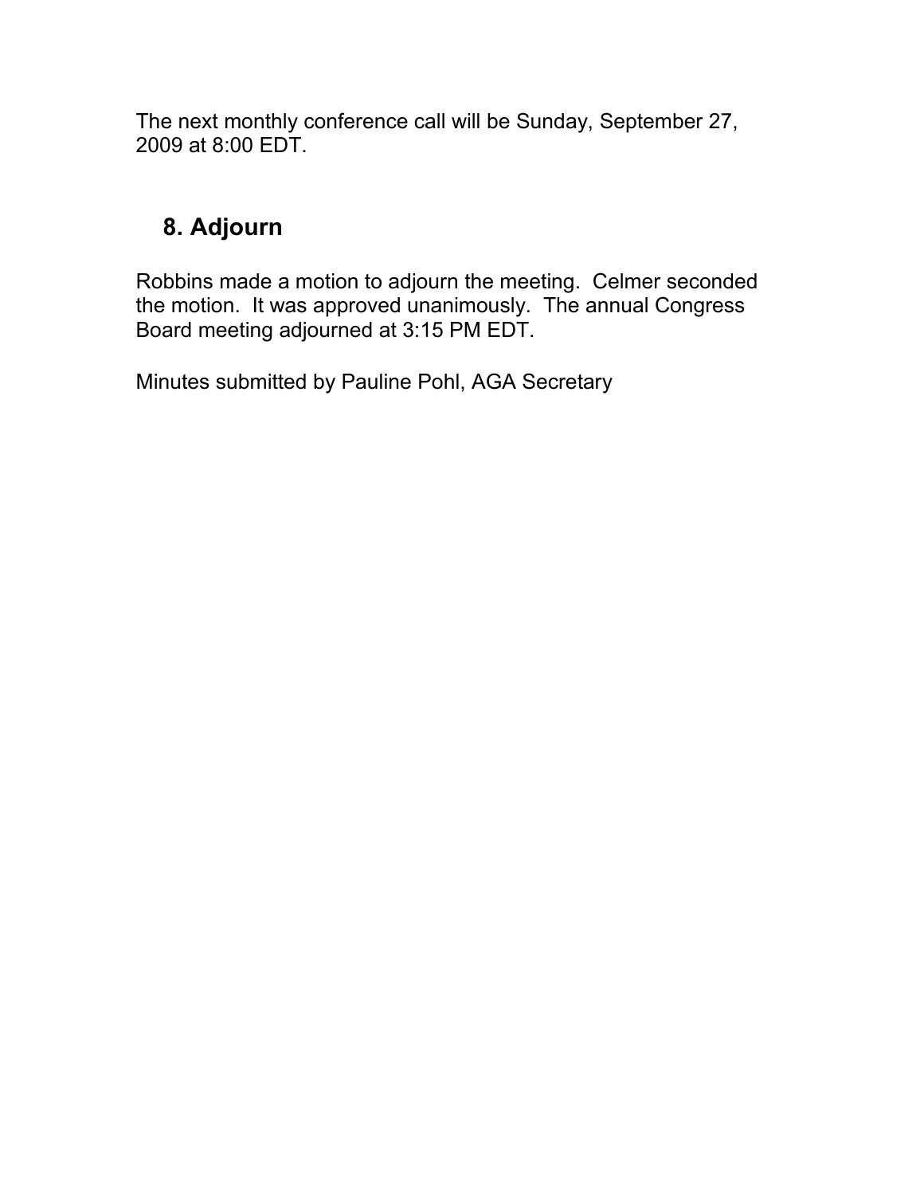The next monthly conference call will be Sunday, September 27, 2009 at 8:00 EDT.

## 8. Adjourn

Robbins made a motion to adjourn the meeting. Celmer seconded the motion. It was approved unanimously. The annual Congress Board meeting adjourned at 3:15 PM EDT.

Minutes submitted by Pauline Pohl, AGA Secretary